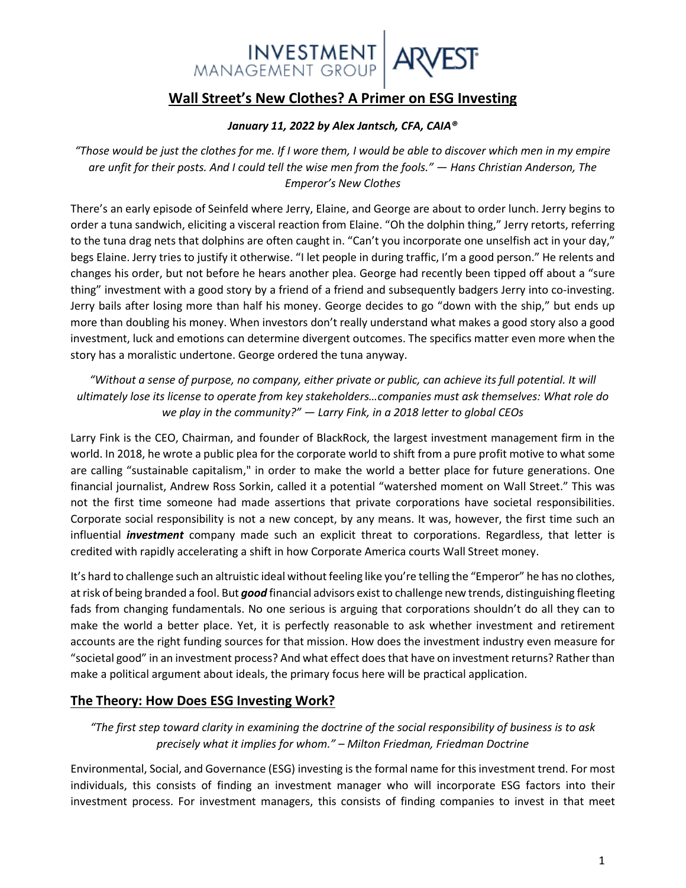# Wall Street's New Clothes? A Primer on ESG Investing

***January 11, 2022 by Alex Jantsch, CFA, CAIA®***

*"Those would be just the clothes for me. If I wore them, I would be able to discover which men in my empire are unfit for their posts. And I could tell the wise men from the fools." — Hans Christian Anderson, The Emperor's New Clothes*

There's an early episode of Seinfeld where Jerry, Elaine, and George are about to order lunch. Jerry begins to order a tuna sandwich, eliciting a visceral reaction from Elaine. "Oh the dolphin thing," Jerry retorts, referring to the tuna drag nets that dolphins are often caught in. "Can't you incorporate one unselfish act in your day," begs Elaine. Jerry tries to justify it otherwise. "I let people in during traffic, I'm a good person." He relents and changes his order, but not before he hears another plea. George had recently been tipped off about a "sure thing" investment with a good story by a friend of a friend and subsequently badgers Jerry into co-investing. Jerry bails after losing more than half his money. George decides to go "down with the ship," but ends up more than doubling his money. When investors don't really understand what makes a good story also a good investment, luck and emotions can determine divergent outcomes. The specifics matter even more when the story has a moralistic undertone. George ordered the tuna anyway.

*"Without a sense of purpose, no company, either private or public, can achieve its full potential. It will ultimately lose its license to operate from key stakeholders…companies must ask themselves: What role do we play in the community?" — Larry Fink, in a 2018 letter to global CEOs*

Larry Fink is the CEO, Chairman, and founder of BlackRock, the largest investment management firm in the world. In 2018, he wrote a public plea for the corporate world to shift from a pure profit motive to what some are calling "sustainable capitalism," in order to make the world a better place for future generations. One financial journalist, Andrew Ross Sorkin, called it a potential "watershed moment on Wall Street." This was not the first time someone had made assertions that private corporations have societal responsibilities. Corporate social responsibility is not a new concept, by any means. It was, however, the first time such an influential ***investment*** company made such an explicit threat to corporations. Regardless, that letter is credited with rapidly accelerating a shift in how Corporate America courts Wall Street money.

It's hard to challenge such an altruistic ideal without feeling like you're telling the "Emperor" he has no clothes, at risk of being branded a fool. But ***good*** financial advisors exist to challenge new trends, distinguishing fleeting fads from changing fundamentals. No one serious is arguing that corporations shouldn't do all they can to make the world a better place. Yet, it is perfectly reasonable to ask whether investment and retirement accounts are the right funding sources for that mission. How does the investment industry even measure for "societal good" in an investment process? And what effect does that have on investment returns? Rather than make a political argument about ideals, the primary focus here will be practical application.

## The Theory: How Does ESG Investing Work?

*"The first step toward clarity in examining the doctrine of the social responsibility of business is to ask precisely what it implies for whom." – Milton Friedman, Friedman Doctrine*

Environmental, Social, and Governance (ESG) investing is the formal name for this investment trend. For most individuals, this consists of finding an investment manager who will incorporate ESG factors into their investment process. For investment managers, this consists of finding companies to invest in that meet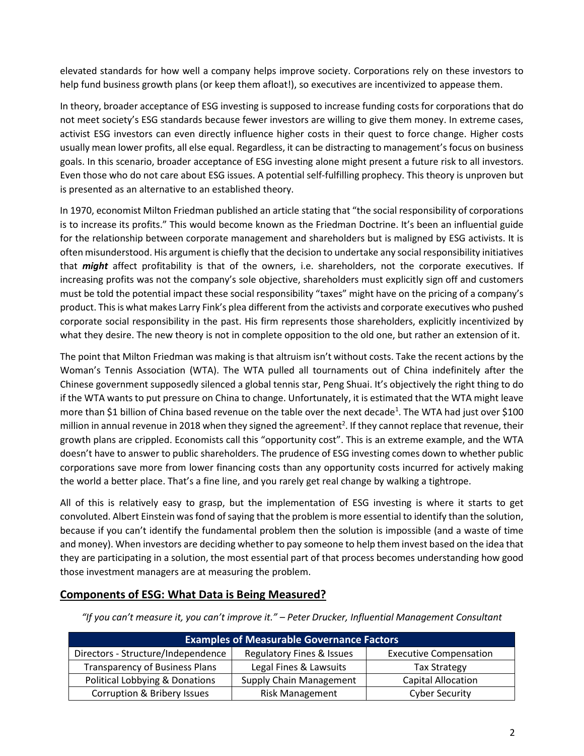elevated standards for how well a company helps improve society. Corporations rely on these investors to help fund business growth plans (or keep them afloat!), so executives are incentivized to appease them.

In theory, broader acceptance of ESG investing is supposed to increase funding costs for corporations that do not meet society's ESG standards because fewer investors are willing to give them money. In extreme cases, activist ESG investors can even directly influence higher costs in their quest to force change. Higher costs usually mean lower profits, all else equal. Regardless, it can be distracting to management's focus on business goals. In this scenario, broader acceptance of ESG investing alone might present a future risk to all investors. Even those who do not care about ESG issues. A potential self-fulfilling prophecy. This theory is unproven but is presented as an alternative to an established theory.

In 1970, economist Milton Friedman published an article stating that "the social responsibility of corporations is to increase its profits." This would become known as the Friedman Doctrine. It's been an influential guide for the relationship between corporate management and shareholders but is maligned by ESG activists. It is often misunderstood. His argument is chiefly that the decision to undertake any social responsibility initiatives that ***might*** affect profitability is that of the owners, i.e. shareholders, not the corporate executives. If increasing profits was not the company's sole objective, shareholders must explicitly sign off and customers must be told the potential impact these social responsibility "taxes" might have on the pricing of a company's product. This is what makes Larry Fink's plea different from the activists and corporate executives who pushed corporate social responsibility in the past. His firm represents those shareholders, explicitly incentivized by what they desire. The new theory is not in complete opposition to the old one, but rather an extension of it.

The point that Milton Friedman was making is that altruism isn't without costs. Take the recent actions by the Woman's Tennis Association (WTA). The WTA pulled all tournaments out of China indefinitely after the Chinese government supposedly silenced a global tennis star, Peng Shuai. It's objectively the right thing to do if the WTA wants to put pressure on China to change. Unfortunately, it is estimated that the WTA might leave more than $1 billion of China based revenue on the table over the next decade[1]. The WTA had just over $100 million in annual revenue in 2018 when they signed the agreement[2]. If they cannot replace that revenue, their growth plans are crippled. Economists call this "opportunity cost". This is an extreme example, and the WTA doesn't have to answer to public shareholders. The prudence of ESG investing comes down to whether public corporations save more from lower financing costs than any opportunity costs incurred for actively making the world a better place. That's a fine line, and you rarely get real change by walking a tightrope.

All of this is relatively easy to grasp, but the implementation of ESG investing is where it starts to get convoluted. Albert Einstein was fond of saying that the problem is more essential to identify than the solution, because if you can't identify the fundamental problem then the solution is impossible (and a waste of time and money). When investors are deciding whether to pay someone to help them invest based on the idea that they are participating in a solution, the most essential part of that process becomes understanding how good those investment managers are at measuring the problem.

## Components of ESG: What Data is Being Measured?

*"If you can't measure it, you can't improve it." – Peter Drucker, Influential Management Consultant*

| Examples of Measurable Governance Factors | | |
|---|---|---|
| Directors - Structure/Independence | Regulatory Fines & Issues | Executive Compensation |
| Transparency of Business Plans | Legal Fines & Lawsuits | Tax Strategy |
| Political Lobbying & Donations | Supply Chain Management | Capital Allocation |
| Corruption & Bribery Issues | Risk Management | Cyber Security |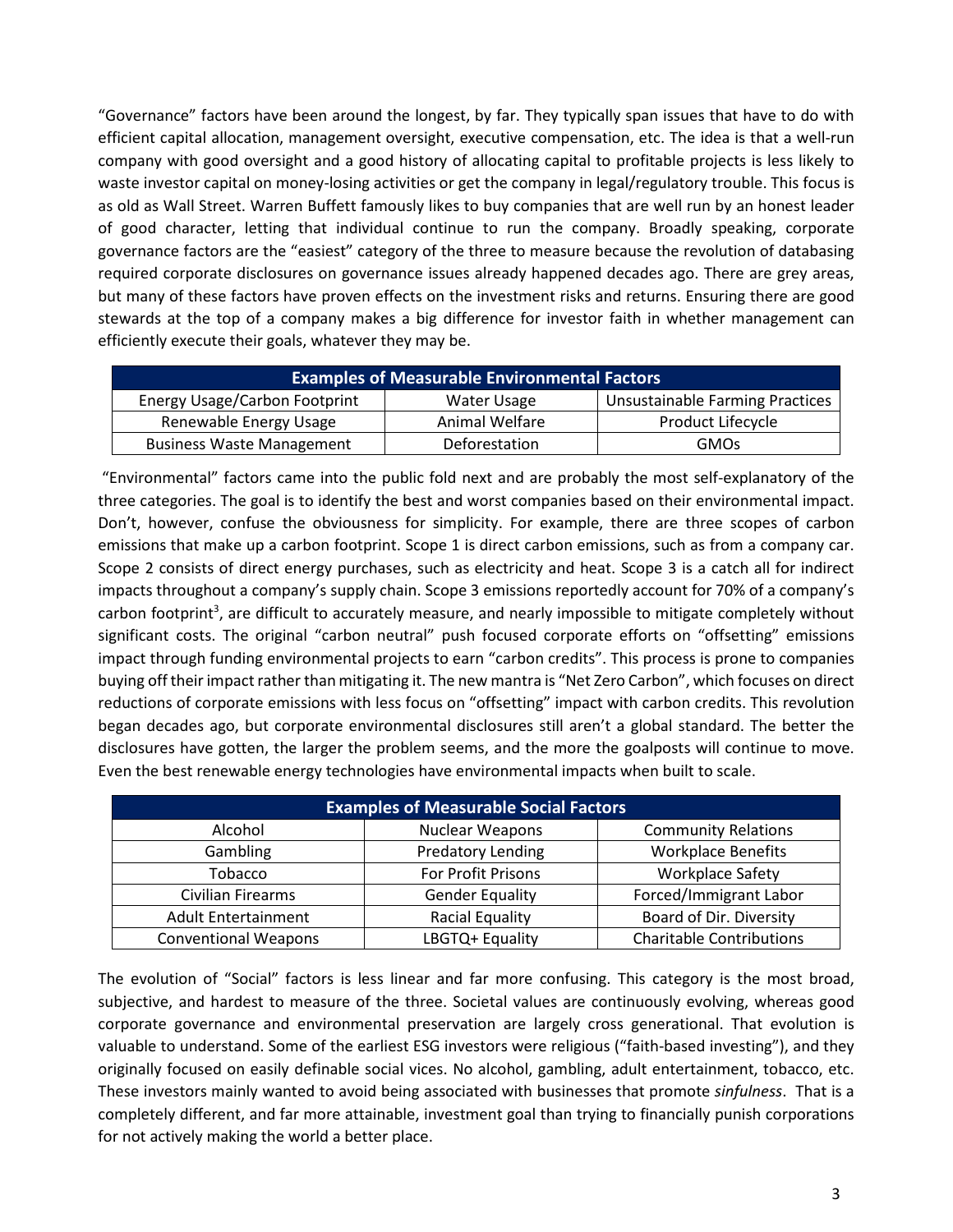“Governance” factors have been around the longest, by far. They typically span issues that have to do with efficient capital allocation, management oversight, executive compensation, etc. The idea is that a well-run company with good oversight and a good history of allocating capital to profitable projects is less likely to waste investor capital on money-losing activities or get the company in legal/regulatory trouble. This focus is as old as Wall Street. Warren Buffett famously likes to buy companies that are well run by an honest leader of good character, letting that individual continue to run the company. Broadly speaking, corporate governance factors are the “easiest” category of the three to measure because the revolution of databasing required corporate disclosures on governance issues already happened decades ago. There are grey areas, but many of these factors have proven effects on the investment risks and returns. Ensuring there are good stewards at the top of a company makes a big difference for investor faith in whether management can efficiently execute their goals, whatever they may be.

| Examples of Measurable Environmental Factors | | |
|---|---|---|
| Energy Usage/Carbon Footprint | Water Usage | Unsustainable Farming Practices |
| Renewable Energy Usage | Animal Welfare | Product Lifecycle |
| Business Waste Management | Deforestation | GMOs |

“Environmental” factors came into the public fold next and are probably the most self-explanatory of the three categories. The goal is to identify the best and worst companies based on their environmental impact. Don’t, however, confuse the obviousness for simplicity. For example, there are three scopes of carbon emissions that make up a carbon footprint. Scope 1 is direct carbon emissions, such as from a company car. Scope 2 consists of direct energy purchases, such as electricity and heat. Scope 3 is a catch all for indirect impacts throughout a company’s supply chain. Scope 3 emissions reportedly account for 70% of a company’s carbon footprint[3], are difficult to accurately measure, and nearly impossible to mitigate completely without significant costs. The original “carbon neutral” push focused corporate efforts on “offsetting” emissions impact through funding environmental projects to earn “carbon credits”. This process is prone to companies buying off their impact rather than mitigating it. The new mantra is “Net Zero Carbon”, which focuses on direct reductions of corporate emissions with less focus on “offsetting” impact with carbon credits. This revolution began decades ago, but corporate environmental disclosures still aren’t a global standard. The better the disclosures have gotten, the larger the problem seems, and the more the goalposts will continue to move. Even the best renewable energy technologies have environmental impacts when built to scale.

| Examples of Measurable Social Factors | | |
|---|---|---|
| Alcohol | Nuclear Weapons | Community Relations |
| Gambling | Predatory Lending | Workplace Benefits |
| Tobacco | For Profit Prisons | Workplace Safety |
| Civilian Firearms | Gender Equality | Forced/Immigrant Labor |
| Adult Entertainment | Racial Equality | Board of Dir. Diversity |
| Conventional Weapons | LBGTQ+ Equality | Charitable Contributions |

The evolution of “Social” factors is less linear and far more confusing. This category is the most broad, subjective, and hardest to measure of the three. Societal values are continuously evolving, whereas good corporate governance and environmental preservation are largely cross generational. That evolution is valuable to understand. Some of the earliest ESG investors were religious (“faith-based investing”), and they originally focused on easily definable social vices. No alcohol, gambling, adult entertainment, tobacco, etc. These investors mainly wanted to avoid being associated with businesses that promote *sinfulness*. That is a completely different, and far more attainable, investment goal than trying to financially punish corporations for not actively making the world a better place.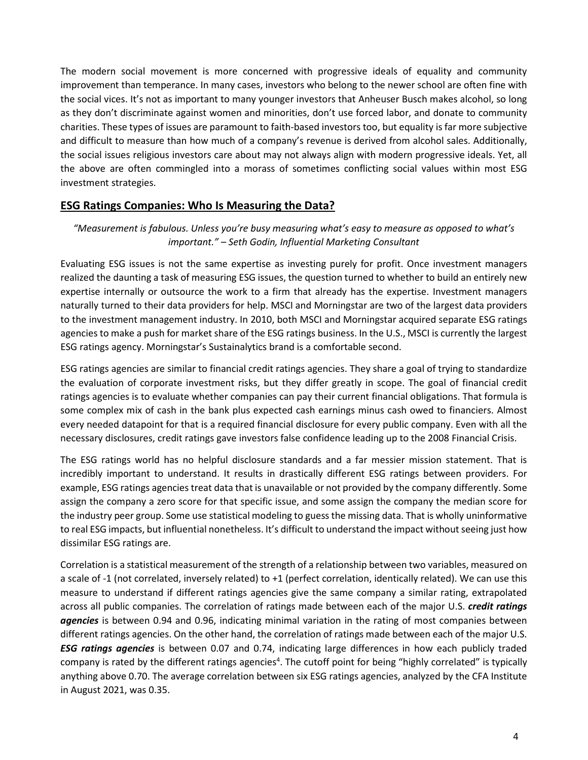The modern social movement is more concerned with progressive ideals of equality and community improvement than temperance. In many cases, investors who belong to the newer school are often fine with the social vices. It's not as important to many younger investors that Anheuser Busch makes alcohol, so long as they don't discriminate against women and minorities, don't use forced labor, and donate to community charities. These types of issues are paramount to faith-based investors too, but equality is far more subjective and difficult to measure than how much of a company's revenue is derived from alcohol sales. Additionally, the social issues religious investors care about may not always align with modern progressive ideals. Yet, all the above are often commingled into a morass of sometimes conflicting social values within most ESG investment strategies.

## ESG Ratings Companies: Who Is Measuring the Data?

*"Measurement is fabulous. Unless you're busy measuring what's easy to measure as opposed to what's important." – Seth Godin, Influential Marketing Consultant*

Evaluating ESG issues is not the same expertise as investing purely for profit. Once investment managers realized the daunting a task of measuring ESG issues, the question turned to whether to build an entirely new expertise internally or outsource the work to a firm that already has the expertise. Investment managers naturally turned to their data providers for help. MSCI and Morningstar are two of the largest data providers to the investment management industry. In 2010, both MSCI and Morningstar acquired separate ESG ratings agencies to make a push for market share of the ESG ratings business. In the U.S., MSCI is currently the largest ESG ratings agency. Morningstar's Sustainalytics brand is a comfortable second.

ESG ratings agencies are similar to financial credit ratings agencies. They share a goal of trying to standardize the evaluation of corporate investment risks, but they differ greatly in scope. The goal of financial credit ratings agencies is to evaluate whether companies can pay their current financial obligations. That formula is some complex mix of cash in the bank plus expected cash earnings minus cash owed to financiers. Almost every needed datapoint for that is a required financial disclosure for every public company. Even with all the necessary disclosures, credit ratings gave investors false confidence leading up to the 2008 Financial Crisis.

The ESG ratings world has no helpful disclosure standards and a far messier mission statement. That is incredibly important to understand. It results in drastically different ESG ratings between providers. For example, ESG ratings agencies treat data that is unavailable or not provided by the company differently. Some assign the company a zero score for that specific issue, and some assign the company the median score for the industry peer group. Some use statistical modeling to guess the missing data. That is wholly uninformative to real ESG impacts, but influential nonetheless. It's difficult to understand the impact without seeing just how dissimilar ESG ratings are.

Correlation is a statistical measurement of the strength of a relationship between two variables, measured on a scale of -1 (not correlated, inversely related) to +1 (perfect correlation, identically related). We can use this measure to understand if different ratings agencies give the same company a similar rating, extrapolated across all public companies. The correlation of ratings made between each of the major U.S. ***credit ratings agencies*** is between 0.94 and 0.96, indicating minimal variation in the rating of most companies between different ratings agencies. On the other hand, the correlation of ratings made between each of the major U.S. ***ESG ratings agencies*** is between 0.07 and 0.74, indicating large differences in how each publicly traded company is rated by the different ratings agencies[4]. The cutoff point for being "highly correlated" is typically anything above 0.70. The average correlation between six ESG ratings agencies, analyzed by the CFA Institute in August 2021, was 0.35.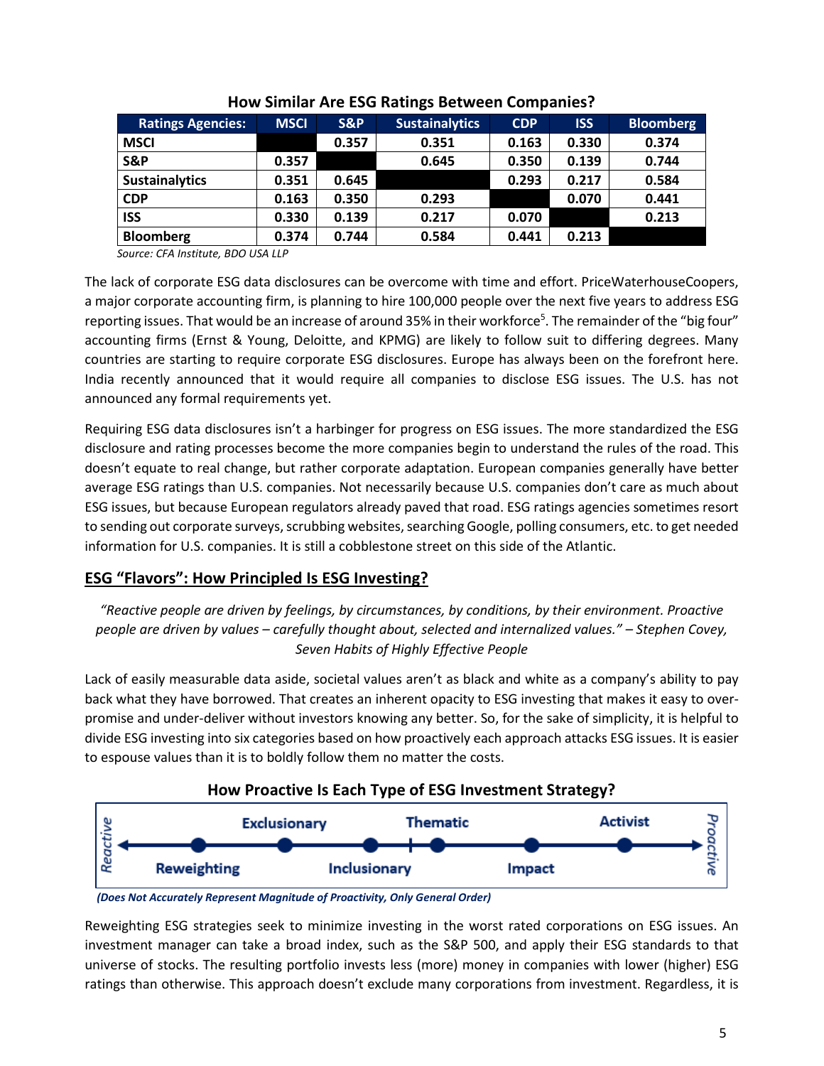**How Similar Are ESG Ratings Between Companies?**

| Ratings Agencies: | MSCI | S&P | Sustainalytics | CDP | ISS | Bloomberg |
|---|---|---|---|---|---|---|
| **MSCI** | | 0.357 | 0.351 | 0.163 | 0.330 | 0.374 |
| **S&P** | 0.357 | | 0.645 | 0.350 | 0.139 | 0.744 |
| **Sustainalytics** | 0.351 | 0.645 | | 0.293 | 0.217 | 0.584 |
| **CDP** | 0.163 | 0.350 | 0.293 | | 0.070 | 0.441 |
| **ISS** | 0.330 | 0.139 | 0.217 | 0.070 | | 0.213 |
| **Bloomberg** | 0.374 | 0.744 | 0.584 | 0.441 | 0.213 | |

*Source: CFA Institute, BDO USA LLP*

The lack of corporate ESG data disclosures can be overcome with time and effort. PriceWaterhouseCoopers, a major corporate accounting firm, is planning to hire 100,000 people over the next five years to address ESG reporting issues. That would be an increase of around 35% in their workforce[5]. The remainder of the "big four" accounting firms (Ernst & Young, Deloitte, and KPMG) are likely to follow suit to differing degrees. Many countries are starting to require corporate ESG disclosures. Europe has always been on the forefront here. India recently announced that it would require all companies to disclose ESG issues. The U.S. has not announced any formal requirements yet.

Requiring ESG data disclosures isn't a harbinger for progress on ESG issues. The more standardized the ESG disclosure and rating processes become the more companies begin to understand the rules of the road. This doesn't equate to real change, but rather corporate adaptation. European companies generally have better average ESG ratings than U.S. companies. Not necessarily because U.S. companies don't care as much about ESG issues, but because European regulators already paved that road. ESG ratings agencies sometimes resort to sending out corporate surveys, scrubbing websites, searching Google, polling consumers, etc. to get needed information for U.S. companies. It is still a cobblestone street on this side of the Atlantic.

## ESG "Flavors": How Principled Is ESG Investing?

*"Reactive people are driven by feelings, by circumstances, by conditions, by their environment. Proactive people are driven by values – carefully thought about, selected and internalized values." – Stephen Covey, Seven Habits of Highly Effective People*

Lack of easily measurable data aside, societal values aren't as black and white as a company's ability to pay back what they have borrowed. That creates an inherent opacity to ESG investing that makes it easy to over-promise and under-deliver without investors knowing any better. So, for the sake of simplicity, it is helpful to divide ESG investing into six categories based on how proactively each approach attacks ESG issues. It is easier to espouse values than it is to boldly follow them no matter the costs.

**How Proactive Is Each Type of ESG Investment Strategy?**

Reactive ← Reweighting – Exclusionary – Inclusionary – Thematic – Impact – Activist → Proactive

***(Does Not Accurately Represent Magnitude of Proactivity, Only General Order)***

Reweighting ESG strategies seek to minimize investing in the worst rated corporations on ESG issues. An investment manager can take a broad index, such as the S&P 500, and apply their ESG standards to that universe of stocks. The resulting portfolio invests less (more) money in companies with lower (higher) ESG ratings than otherwise. This approach doesn't exclude many corporations from investment. Regardless, it is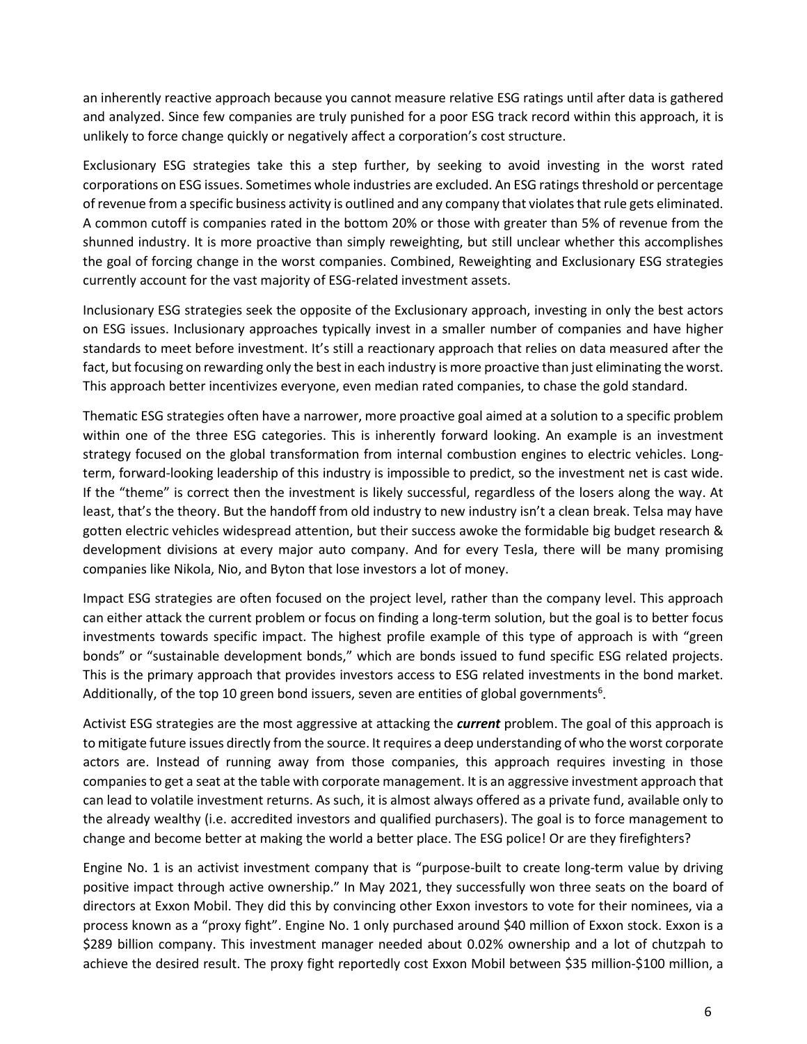an inherently reactive approach because you cannot measure relative ESG ratings until after data is gathered and analyzed. Since few companies are truly punished for a poor ESG track record within this approach, it is unlikely to force change quickly or negatively affect a corporation's cost structure.

Exclusionary ESG strategies take this a step further, by seeking to avoid investing in the worst rated corporations on ESG issues. Sometimes whole industries are excluded. An ESG ratings threshold or percentage of revenue from a specific business activity is outlined and any company that violates that rule gets eliminated. A common cutoff is companies rated in the bottom 20% or those with greater than 5% of revenue from the shunned industry. It is more proactive than simply reweighting, but still unclear whether this accomplishes the goal of forcing change in the worst companies. Combined, Reweighting and Exclusionary ESG strategies currently account for the vast majority of ESG-related investment assets.

Inclusionary ESG strategies seek the opposite of the Exclusionary approach, investing in only the best actors on ESG issues. Inclusionary approaches typically invest in a smaller number of companies and have higher standards to meet before investment. It's still a reactionary approach that relies on data measured after the fact, but focusing on rewarding only the best in each industry is more proactive than just eliminating the worst. This approach better incentivizes everyone, even median rated companies, to chase the gold standard.

Thematic ESG strategies often have a narrower, more proactive goal aimed at a solution to a specific problem within one of the three ESG categories. This is inherently forward looking. An example is an investment strategy focused on the global transformation from internal combustion engines to electric vehicles. Long-term, forward-looking leadership of this industry is impossible to predict, so the investment net is cast wide. If the "theme" is correct then the investment is likely successful, regardless of the losers along the way. At least, that's the theory. But the handoff from old industry to new industry isn't a clean break. Telsa may have gotten electric vehicles widespread attention, but their success awoke the formidable big budget research & development divisions at every major auto company. And for every Tesla, there will be many promising companies like Nikola, Nio, and Byton that lose investors a lot of money.

Impact ESG strategies are often focused on the project level, rather than the company level. This approach can either attack the current problem or focus on finding a long-term solution, but the goal is to better focus investments towards specific impact. The highest profile example of this type of approach is with "green bonds" or "sustainable development bonds," which are bonds issued to fund specific ESG related projects. This is the primary approach that provides investors access to ESG related investments in the bond market. Additionally, of the top 10 green bond issuers, seven are entities of global governments[6].

Activist ESG strategies are the most aggressive at attacking the ***current*** problem. The goal of this approach is to mitigate future issues directly from the source. It requires a deep understanding of who the worst corporate actors are. Instead of running away from those companies, this approach requires investing in those companies to get a seat at the table with corporate management. It is an aggressive investment approach that can lead to volatile investment returns. As such, it is almost always offered as a private fund, available only to the already wealthy (i.e. accredited investors and qualified purchasers). The goal is to force management to change and become better at making the world a better place. The ESG police! Or are they firefighters?

Engine No. 1 is an activist investment company that is "purpose-built to create long-term value by driving positive impact through active ownership." In May 2021, they successfully won three seats on the board of directors at Exxon Mobil. They did this by convincing other Exxon investors to vote for their nominees, via a process known as a "proxy fight". Engine No. 1 only purchased around $40 million of Exxon stock. Exxon is a $289 billion company. This investment manager needed about 0.02% ownership and a lot of chutzpah to achieve the desired result. The proxy fight reportedly cost Exxon Mobil between $35 million-$100 million, a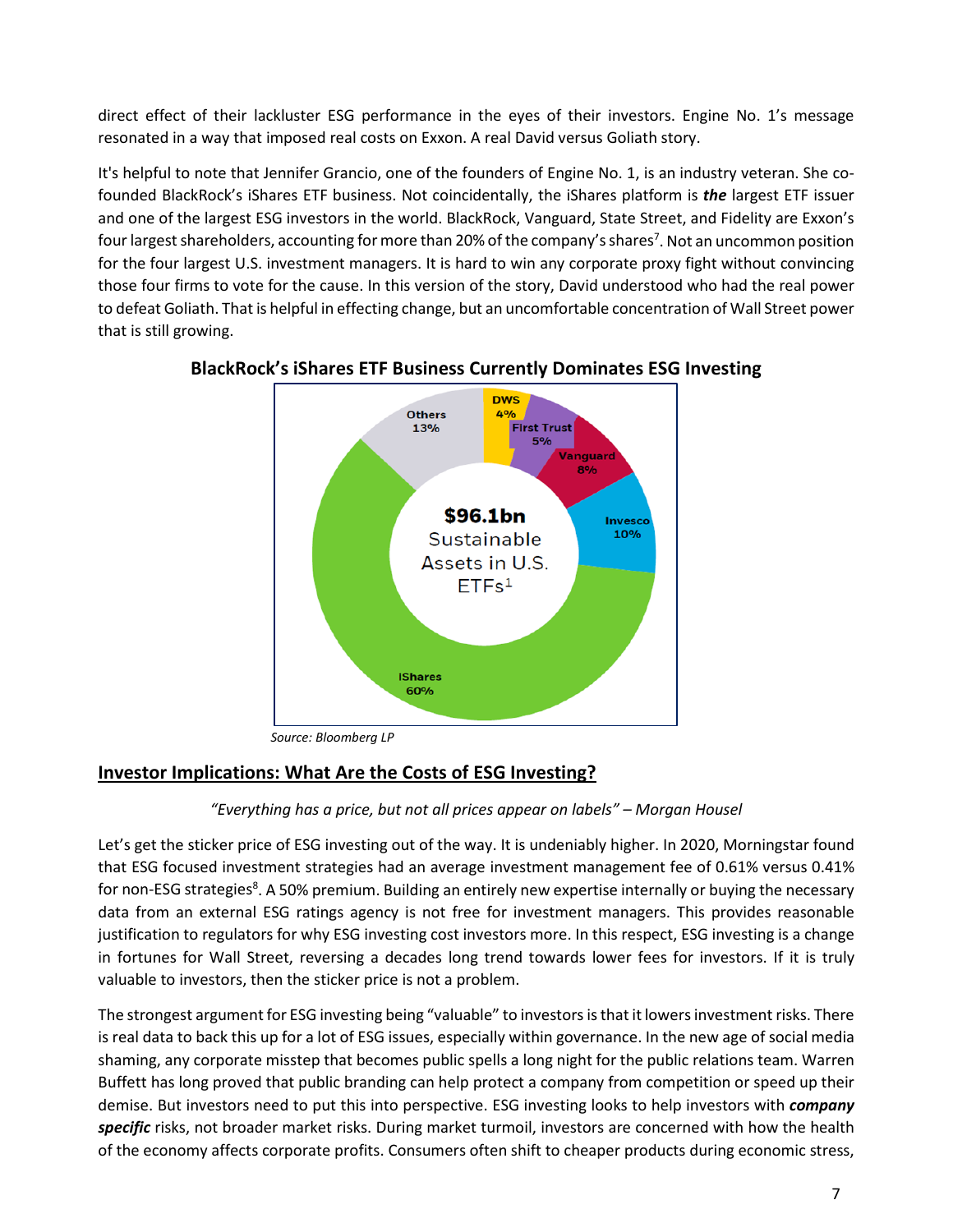direct effect of their lackluster ESG performance in the eyes of their investors. Engine No. 1's message resonated in a way that imposed real costs on Exxon. A real David versus Goliath story.

It's helpful to note that Jennifer Grancio, one of the founders of Engine No. 1, is an industry veteran. She co-founded BlackRock's iShares ETF business. Not coincidentally, the iShares platform is ***the*** largest ETF issuer and one of the largest ESG investors in the world. BlackRock, Vanguard, State Street, and Fidelity are Exxon's four largest shareholders, accounting for more than 20% of the company's shares[7]. Not an uncommon position for the four largest U.S. investment managers. It is hard to win any corporate proxy fight without convincing those four firms to vote for the cause. In this version of the story, David understood who had the real power to defeat Goliath. That is helpful in effecting change, but an uncomfortable concentration of Wall Street power that is still growing.

**BlackRock's iShares ETF Business Currently Dominates ESG Investing**

$96.1bn Sustainable Assets in U.S. ETFs[1]

| Issuer | Share |
|---|---|
| iShares | 60% |
| Others | 13% |
| Invesco | 10% |
| Vanguard | 8% |
| First Trust | 5% |
| DWS | 4% |

*Source: Bloomberg LP*

## Investor Implications: What Are the Costs of ESG Investing?

*"Everything has a price, but not all prices appear on labels" – Morgan Housel*

Let's get the sticker price of ESG investing out of the way. It is undeniably higher. In 2020, Morningstar found that ESG focused investment strategies had an average investment management fee of 0.61% versus 0.41% for non-ESG strategies[8]. A 50% premium. Building an entirely new expertise internally or buying the necessary data from an external ESG ratings agency is not free for investment managers. This provides reasonable justification to regulators for why ESG investing cost investors more. In this respect, ESG investing is a change in fortunes for Wall Street, reversing a decades long trend towards lower fees for investors. If it is truly valuable to investors, then the sticker price is not a problem.

The strongest argument for ESG investing being "valuable" to investors is that it lowers investment risks. There is real data to back this up for a lot of ESG issues, especially within governance. In the new age of social media shaming, any corporate misstep that becomes public spells a long night for the public relations team. Warren Buffett has long proved that public branding can help protect a company from competition or speed up their demise. But investors need to put this into perspective. ESG investing looks to help investors with ***company specific*** risks, not broader market risks. During market turmoil, investors are concerned with how the health of the economy affects corporate profits. Consumers often shift to cheaper products during economic stress,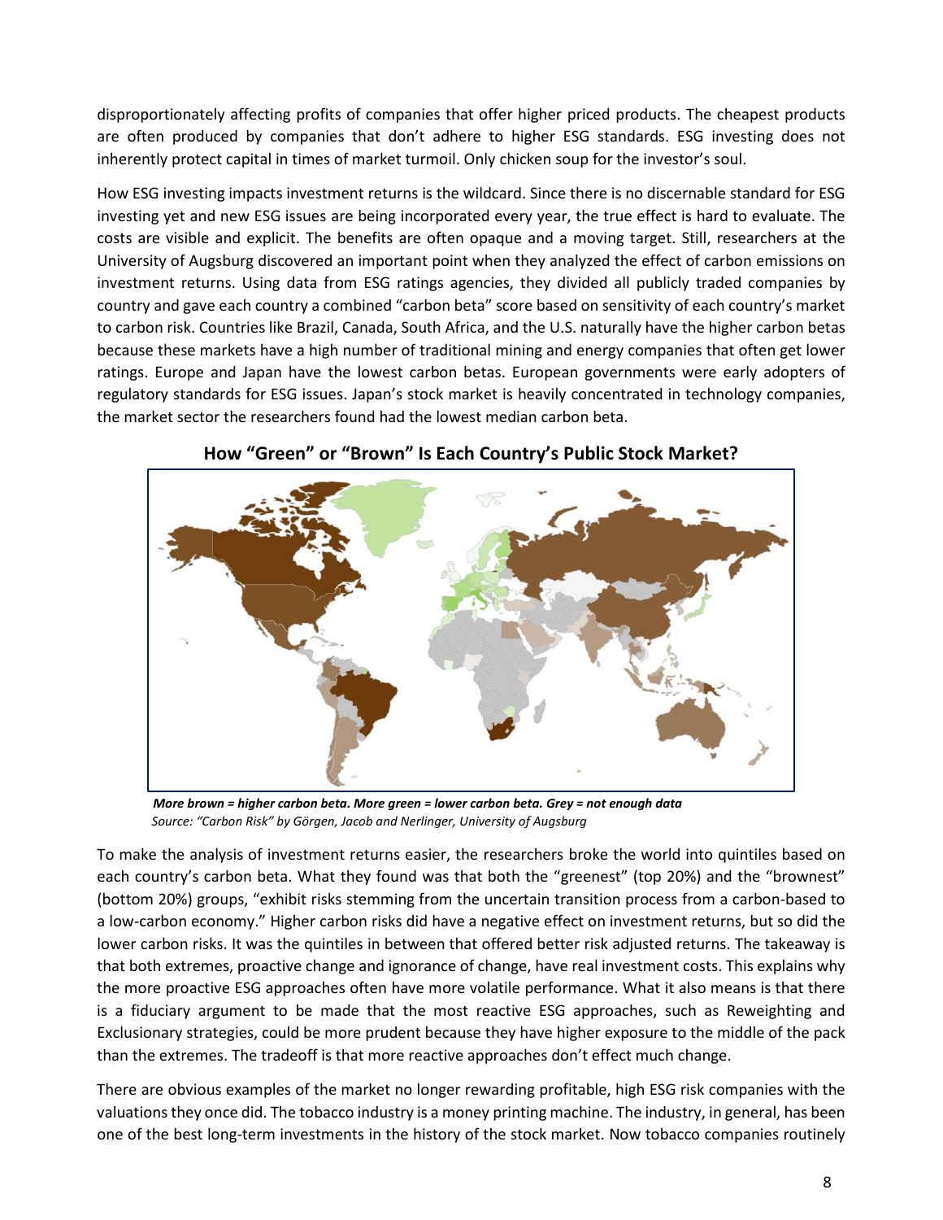disproportionately affecting profits of companies that offer higher priced products. The cheapest products are often produced by companies that don't adhere to higher ESG standards. ESG investing does not inherently protect capital in times of market turmoil. Only chicken soup for the investor's soul.

How ESG investing impacts investment returns is the wildcard. Since there is no discernable standard for ESG investing yet and new ESG issues are being incorporated every year, the true effect is hard to evaluate. The costs are visible and explicit. The benefits are often opaque and a moving target. Still, researchers at the University of Augsburg discovered an important point when they analyzed the effect of carbon emissions on investment returns. Using data from ESG ratings agencies, they divided all publicly traded companies by country and gave each country a combined "carbon beta" score based on sensitivity of each country's market to carbon risk. Countries like Brazil, Canada, South Africa, and the U.S. naturally have the higher carbon betas because these markets have a high number of traditional mining and energy companies that often get lower ratings. Europe and Japan have the lowest carbon betas. European governments were early adopters of regulatory standards for ESG issues. Japan's stock market is heavily concentrated in technology companies, the market sector the researchers found had the lowest median carbon beta.

**How "Green" or "Brown" Is Each Country's Public Stock Market?**

***More brown = higher carbon beta. More green = lower carbon beta. Grey = not enough data***

*Source: "Carbon Risk" by Görgen, Jacob and Nerlinger, University of Augsburg*

To make the analysis of investment returns easier, the researchers broke the world into quintiles based on each country's carbon beta. What they found was that both the "greenest" (top 20%) and the "brownest" (bottom 20%) groups, "exhibit risks stemming from the uncertain transition process from a carbon-based to a low-carbon economy." Higher carbon risks did have a negative effect on investment returns, but so did the lower carbon risks. It was the quintiles in between that offered better risk adjusted returns. The takeaway is that both extremes, proactive change and ignorance of change, have real investment costs. This explains why the more proactive ESG approaches often have more volatile performance. What it also means is that there is a fiduciary argument to be made that the most reactive ESG approaches, such as Reweighting and Exclusionary strategies, could be more prudent because they have higher exposure to the middle of the pack than the extremes. The tradeoff is that more reactive approaches don't effect much change.

There are obvious examples of the market no longer rewarding profitable, high ESG risk companies with the valuations they once did. The tobacco industry is a money printing machine. The industry, in general, has been one of the best long-term investments in the history of the stock market. Now tobacco companies routinely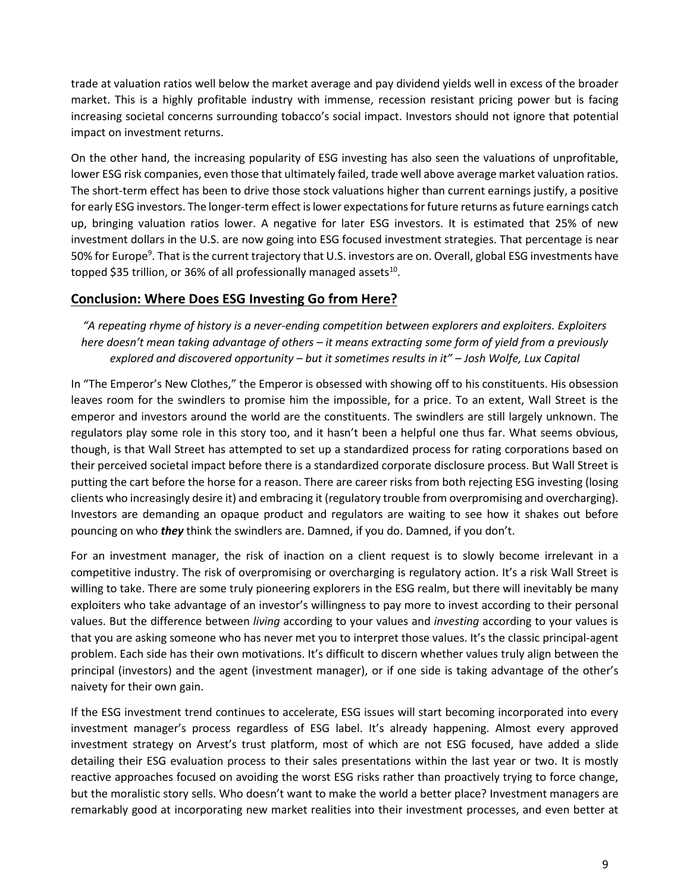trade at valuation ratios well below the market average and pay dividend yields well in excess of the broader market. This is a highly profitable industry with immense, recession resistant pricing power but is facing increasing societal concerns surrounding tobacco's social impact. Investors should not ignore that potential impact on investment returns.

On the other hand, the increasing popularity of ESG investing has also seen the valuations of unprofitable, lower ESG risk companies, even those that ultimately failed, trade well above average market valuation ratios. The short-term effect has been to drive those stock valuations higher than current earnings justify, a positive for early ESG investors. The longer-term effect is lower expectations for future returns as future earnings catch up, bringing valuation ratios lower. A negative for later ESG investors. It is estimated that 25% of new investment dollars in the U.S. are now going into ESG focused investment strategies. That percentage is near 50% for Europe[9]. That is the current trajectory that U.S. investors are on. Overall, global ESG investments have topped $35 trillion, or 36% of all professionally managed assets[10].

## Conclusion: Where Does ESG Investing Go from Here?

*"A repeating rhyme of history is a never-ending competition between explorers and exploiters. Exploiters here doesn't mean taking advantage of others – it means extracting some form of yield from a previously explored and discovered opportunity – but it sometimes results in it" – Josh Wolfe, Lux Capital*

In "The Emperor's New Clothes," the Emperor is obsessed with showing off to his constituents. His obsession leaves room for the swindlers to promise him the impossible, for a price. To an extent, Wall Street is the emperor and investors around the world are the constituents. The swindlers are still largely unknown. The regulators play some role in this story too, and it hasn't been a helpful one thus far. What seems obvious, though, is that Wall Street has attempted to set up a standardized process for rating corporations based on their perceived societal impact before there is a standardized corporate disclosure process. But Wall Street is putting the cart before the horse for a reason. There are career risks from both rejecting ESG investing (losing clients who increasingly desire it) and embracing it (regulatory trouble from overpromising and overcharging). Investors are demanding an opaque product and regulators are waiting to see how it shakes out before pouncing on who ***they*** think the swindlers are. Damned, if you do. Damned, if you don't.

For an investment manager, the risk of inaction on a client request is to slowly become irrelevant in a competitive industry. The risk of overpromising or overcharging is regulatory action. It's a risk Wall Street is willing to take. There are some truly pioneering explorers in the ESG realm, but there will inevitably be many exploiters who take advantage of an investor's willingness to pay more to invest according to their personal values. But the difference between *living* according to your values and *investing* according to your values is that you are asking someone who has never met you to interpret those values. It's the classic principal-agent problem. Each side has their own motivations. It's difficult to discern whether values truly align between the principal (investors) and the agent (investment manager), or if one side is taking advantage of the other's naivety for their own gain.

If the ESG investment trend continues to accelerate, ESG issues will start becoming incorporated into every investment manager's process regardless of ESG label. It's already happening. Almost every approved investment strategy on Arvest's trust platform, most of which are not ESG focused, have added a slide detailing their ESG evaluation process to their sales presentations within the last year or two. It is mostly reactive approaches focused on avoiding the worst ESG risks rather than proactively trying to force change, but the moralistic story sells. Who doesn't want to make the world a better place? Investment managers are remarkably good at incorporating new market realities into their investment processes, and even better at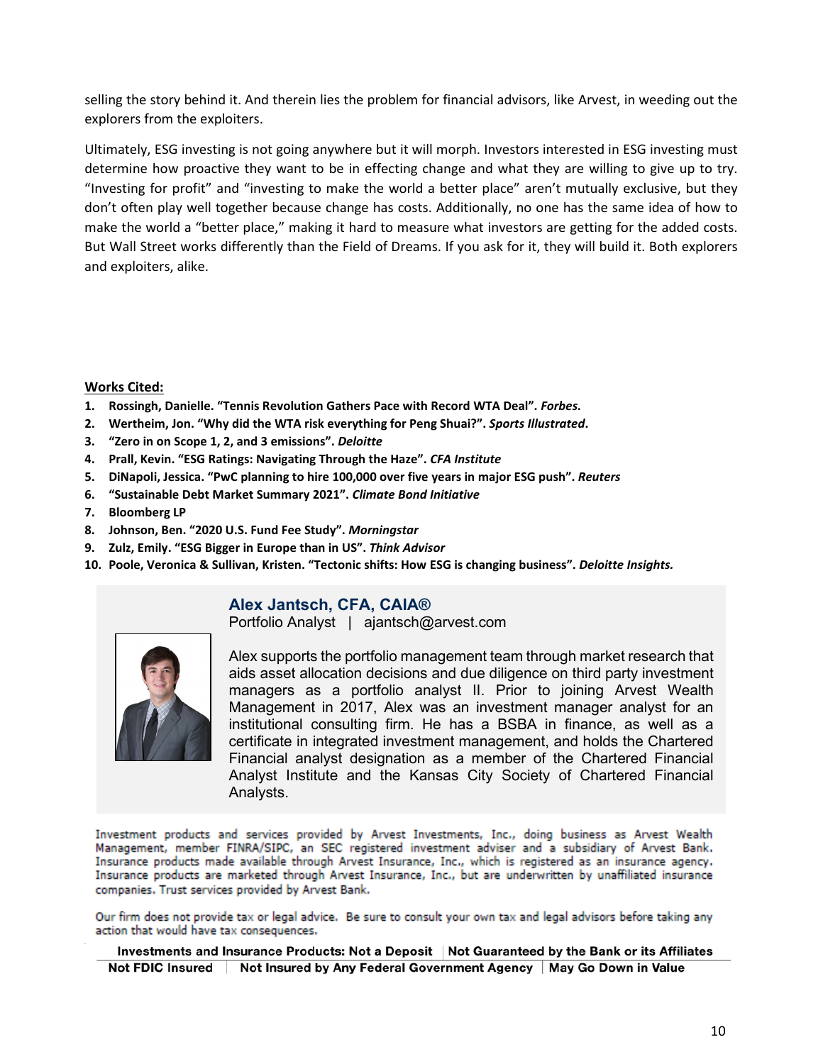selling the story behind it. And therein lies the problem for financial advisors, like Arvest, in weeding out the explorers from the exploiters.

Ultimately, ESG investing is not going anywhere but it will morph. Investors interested in ESG investing must determine how proactive they want to be in effecting change and what they are willing to give up to try. "Investing for profit" and "investing to make the world a better place" aren't mutually exclusive, but they don't often play well together because change has costs. Additionally, no one has the same idea of how to make the world a "better place," making it hard to measure what investors are getting for the added costs. But Wall Street works differently than the Field of Dreams. If you ask for it, they will build it. Both explorers and exploiters, alike.

**Works Cited:**

1. **Rossingh, Danielle. "Tennis Revolution Gathers Pace with Record WTA Deal".** ***Forbes.***
2. **Wertheim, Jon. "Why did the WTA risk everything for Peng Shuai?".** ***Sports Illustrated*****.**
3. **"Zero in on Scope 1, 2, and 3 emissions".** ***Deloitte***
4. **Prall, Kevin. "ESG Ratings: Navigating Through the Haze".** ***CFA Institute***
5. **DiNapoli, Jessica. "PwC planning to hire 100,000 over five years in major ESG push".** ***Reuters***
6. **"Sustainable Debt Market Summary 2021".** ***Climate Bond Initiative***
7. **Bloomberg LP**
8. **Johnson, Ben. "2020 U.S. Fund Fee Study".** ***Morningstar***
9. **Zulz, Emily. "ESG Bigger in Europe than in US".** ***Think Advisor***
10. **Poole, Veronica & Sullivan, Kristen. "Tectonic shifts: How ESG is changing business".** ***Deloitte Insights.***

### Alex Jantsch, CFA, CAIA®

Portfolio Analyst | ajantsch@arvest.com

Alex supports the portfolio management team through market research that aids asset allocation decisions and due diligence on third party investment managers as a portfolio analyst II. Prior to joining Arvest Wealth Management in 2017, Alex was an investment manager analyst for an institutional consulting firm. He has a BSBA in finance, as well as a certificate in integrated investment management, and holds the Chartered Financial analyst designation as a member of the Chartered Financial Analyst Institute and the Kansas City Society of Chartered Financial Analysts.

Investment products and services provided by Arvest Investments, Inc., doing business as Arvest Wealth Management, member FINRA/SIPC, an SEC registered investment adviser and a subsidiary of Arvest Bank. Insurance products made available through Arvest Insurance, Inc., which is registered as an insurance agency. Insurance products are marketed through Arvest Insurance, Inc., but are underwritten by unaffiliated insurance companies. Trust services provided by Arvest Bank.

Our firm does not provide tax or legal advice. Be sure to consult your own tax and legal advisors before taking any action that would have tax consequences.

**Investments and Insurance Products: Not a Deposit | Not Guaranteed by the Bank or its Affiliates**

**Not FDIC Insured | Not Insured by Any Federal Government Agency | May Go Down in Value**